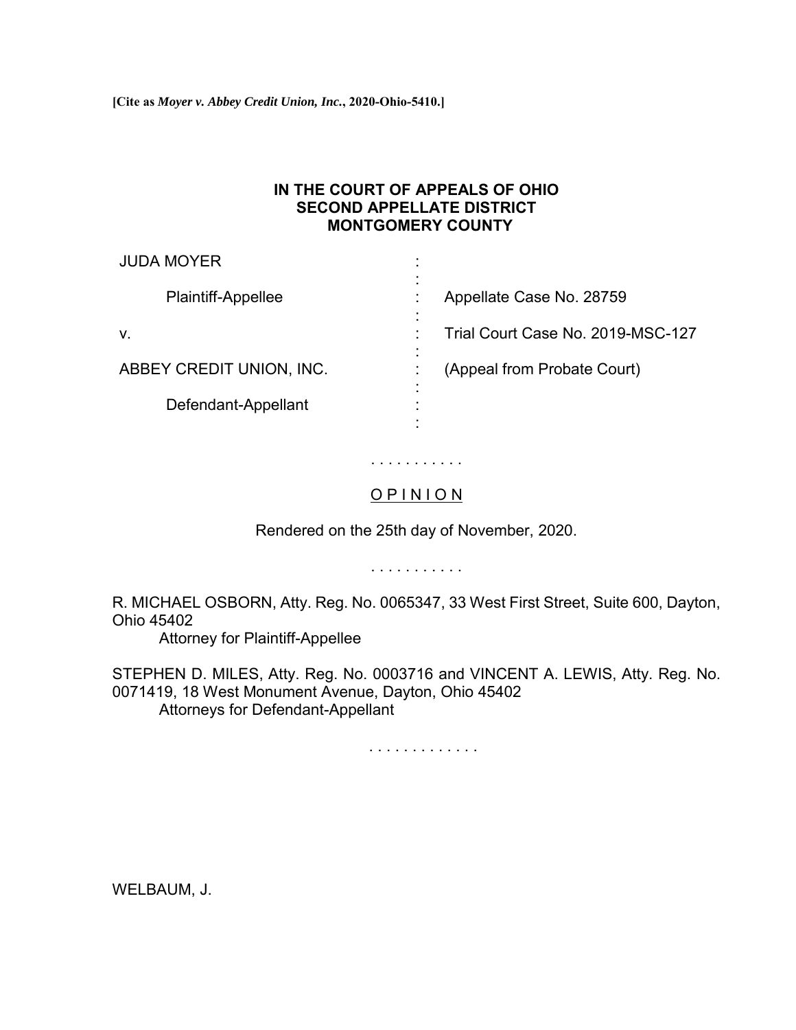**[Cite as *Moyer v. Abbey Credit Union, Inc.*, 2020-Ohio-5410.]**

**IN THE COURT OF APPEALS OF OHIO**
**SECOND APPELLATE DISTRICT**
**MONTGOMERY COUNTY**

| | | |
|---|---|---|
| JUDA MOYER | : | |
| | : | |
| Plaintiff-Appellee | : | Appellate Case No. 28759 |
| | : | |
| v. | : | Trial Court Case No. 2019-MSC-127 |
| | : | |
| ABBEY CREDIT UNION, INC. | : | (Appeal from Probate Court) |
| | : | |
| Defendant-Appellant | : | |
| | : | |

. . . . . . . . . . .

OPINION

Rendered on the 25th day of November, 2020.

. . . . . . . . . . .

R. MICHAEL OSBORN, Atty. Reg. No. 0065347, 33 West First Street, Suite 600, Dayton, Ohio 45402
Attorney for Plaintiff-Appellee

STEPHEN D. MILES, Atty. Reg. No. 0003716 and VINCENT A. LEWIS, Atty. Reg. No. 0071419, 18 West Monument Avenue, Dayton, Ohio 45402
Attorneys for Defendant-Appellant

. . . . . . . . . . . . .

WELBAUM, J.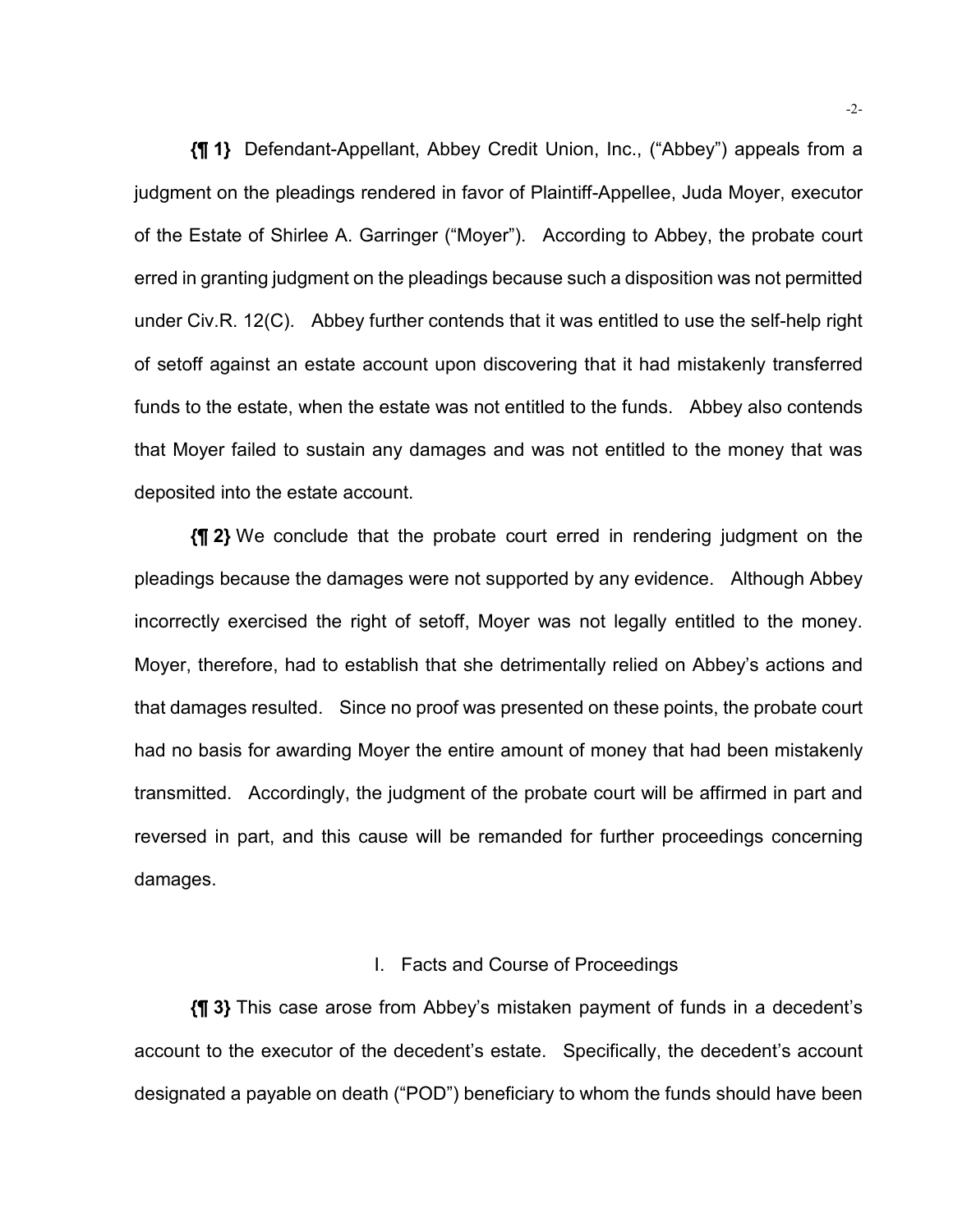**{¶ 1}** Defendant-Appellant, Abbey Credit Union, Inc., ("Abbey") appeals from a judgment on the pleadings rendered in favor of Plaintiff-Appellee, Juda Moyer, executor of the Estate of Shirlee A. Garringer ("Moyer"). According to Abbey, the probate court erred in granting judgment on the pleadings because such a disposition was not permitted under Civ.R. 12(C). Abbey further contends that it was entitled to use the self-help right of setoff against an estate account upon discovering that it had mistakenly transferred funds to the estate, when the estate was not entitled to the funds. Abbey also contends that Moyer failed to sustain any damages and was not entitled to the money that was deposited into the estate account.

**{¶ 2}** We conclude that the probate court erred in rendering judgment on the pleadings because the damages were not supported by any evidence. Although Abbey incorrectly exercised the right of setoff, Moyer was not legally entitled to the money. Moyer, therefore, had to establish that she detrimentally relied on Abbey's actions and that damages resulted. Since no proof was presented on these points, the probate court had no basis for awarding Moyer the entire amount of money that had been mistakenly transmitted. Accordingly, the judgment of the probate court will be affirmed in part and reversed in part, and this cause will be remanded for further proceedings concerning damages.

## I. Facts and Course of Proceedings

**{¶ 3}** This case arose from Abbey's mistaken payment of funds in a decedent's account to the executor of the decedent's estate. Specifically, the decedent's account designated a payable on death ("POD") beneficiary to whom the funds should have been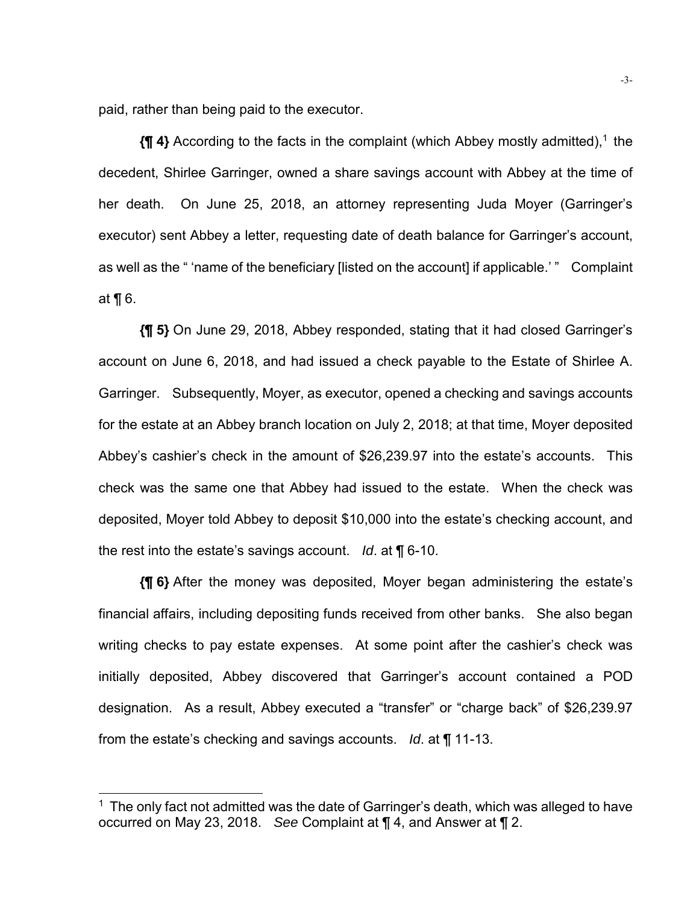paid, rather than being paid to the executor.

**{¶ 4}** According to the facts in the complaint (which Abbey mostly admitted),[1] the decedent, Shirlee Garringer, owned a share savings account with Abbey at the time of her death. On June 25, 2018, an attorney representing Juda Moyer (Garringer's executor) sent Abbey a letter, requesting date of death balance for Garringer's account, as well as the " 'name of the beneficiary [listed on the account] if applicable.' " Complaint at ¶ 6.

**{¶ 5}** On June 29, 2018, Abbey responded, stating that it had closed Garringer's account on June 6, 2018, and had issued a check payable to the Estate of Shirlee A. Garringer. Subsequently, Moyer, as executor, opened a checking and savings accounts for the estate at an Abbey branch location on July 2, 2018; at that time, Moyer deposited Abbey's cashier's check in the amount of $26,239.97 into the estate's accounts. This check was the same one that Abbey had issued to the estate. When the check was deposited, Moyer told Abbey to deposit $10,000 into the estate's checking account, and the rest into the estate's savings account. *Id*. at ¶ 6-10.

**{¶ 6}** After the money was deposited, Moyer began administering the estate's financial affairs, including depositing funds received from other banks. She also began writing checks to pay estate expenses. At some point after the cashier's check was initially deposited, Abbey discovered that Garringer's account contained a POD designation. As a result, Abbey executed a "transfer" or "charge back" of $26,239.97 from the estate's checking and savings accounts. *Id*. at ¶ 11-13.

---

[1] The only fact not admitted was the date of Garringer's death, which was alleged to have occurred on May 23, 2018. *See* Complaint at ¶ 4, and Answer at ¶ 2.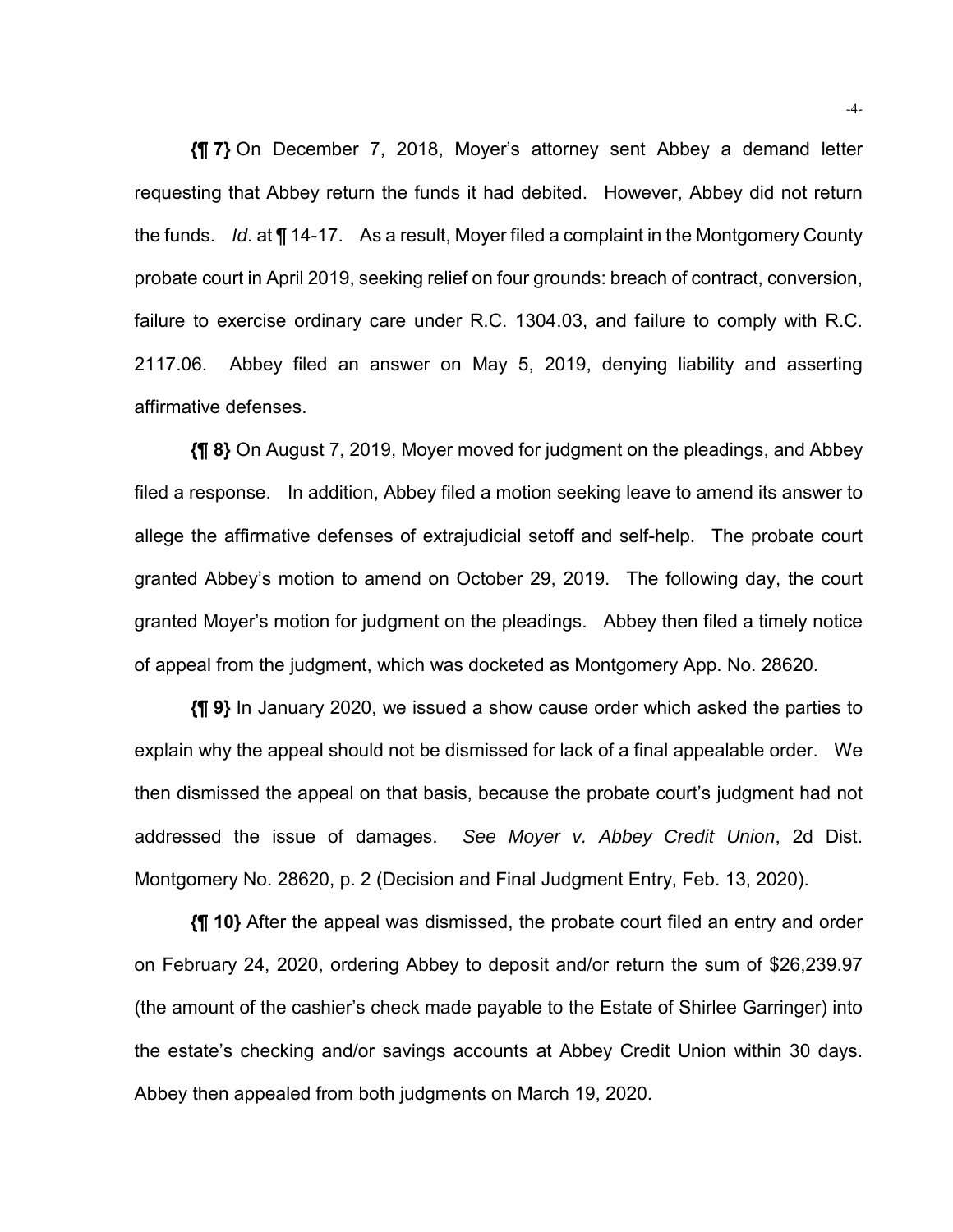**{¶ 7}** On December 7, 2018, Moyer's attorney sent Abbey a demand letter requesting that Abbey return the funds it had debited. However, Abbey did not return the funds. *Id*. at ¶ 14-17. As a result, Moyer filed a complaint in the Montgomery County probate court in April 2019, seeking relief on four grounds: breach of contract, conversion, failure to exercise ordinary care under R.C. 1304.03, and failure to comply with R.C. 2117.06. Abbey filed an answer on May 5, 2019, denying liability and asserting affirmative defenses.

**{¶ 8}** On August 7, 2019, Moyer moved for judgment on the pleadings, and Abbey filed a response. In addition, Abbey filed a motion seeking leave to amend its answer to allege the affirmative defenses of extrajudicial setoff and self-help. The probate court granted Abbey's motion to amend on October 29, 2019. The following day, the court granted Moyer's motion for judgment on the pleadings. Abbey then filed a timely notice of appeal from the judgment, which was docketed as Montgomery App. No. 28620.

**{¶ 9}** In January 2020, we issued a show cause order which asked the parties to explain why the appeal should not be dismissed for lack of a final appealable order. We then dismissed the appeal on that basis, because the probate court's judgment had not addressed the issue of damages. *See Moyer v. Abbey Credit Union*, 2d Dist. Montgomery No. 28620, p. 2 (Decision and Final Judgment Entry, Feb. 13, 2020).

**{¶ 10}** After the appeal was dismissed, the probate court filed an entry and order on February 24, 2020, ordering Abbey to deposit and/or return the sum of $26,239.97 (the amount of the cashier's check made payable to the Estate of Shirlee Garringer) into the estate's checking and/or savings accounts at Abbey Credit Union within 30 days. Abbey then appealed from both judgments on March 19, 2020.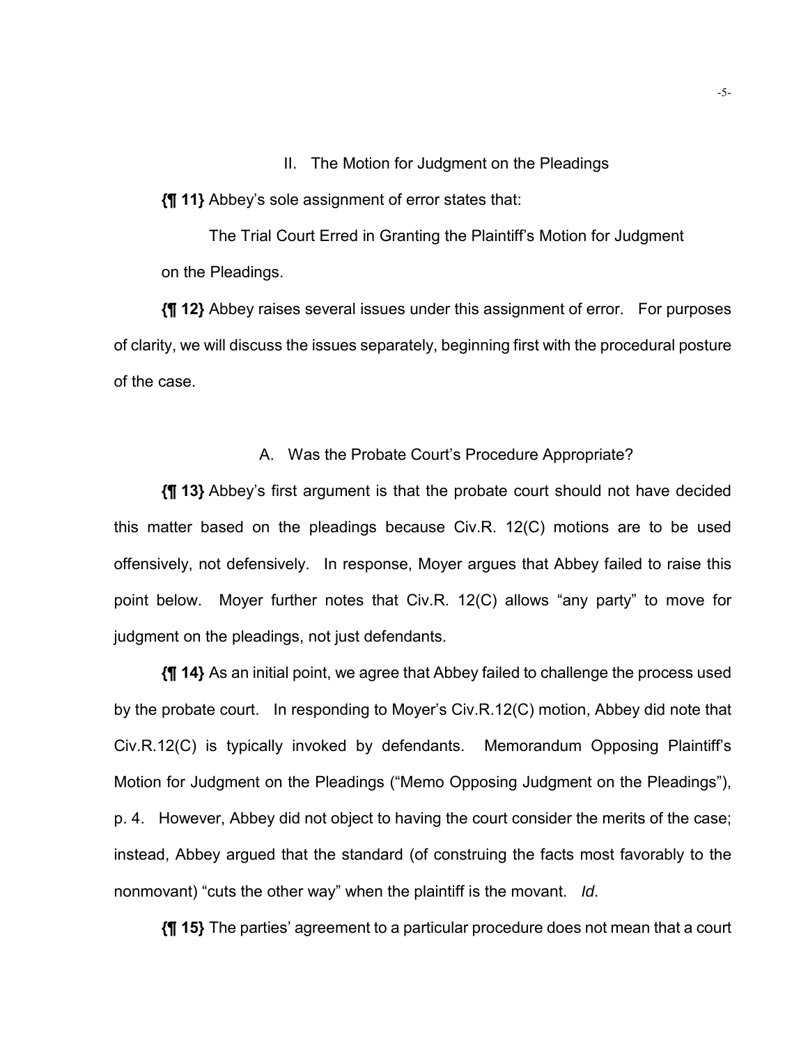## II. The Motion for Judgment on the Pleadings

**{¶ 11}** Abbey's sole assignment of error states that:

> The Trial Court Erred in Granting the Plaintiff's Motion for Judgment on the Pleadings.

**{¶ 12}** Abbey raises several issues under this assignment of error. For purposes of clarity, we will discuss the issues separately, beginning first with the procedural posture of the case.

### A. Was the Probate Court's Procedure Appropriate?

**{¶ 13}** Abbey's first argument is that the probate court should not have decided this matter based on the pleadings because Civ.R. 12(C) motions are to be used offensively, not defensively. In response, Moyer argues that Abbey failed to raise this point below. Moyer further notes that Civ.R. 12(C) allows "any party" to move for judgment on the pleadings, not just defendants.

**{¶ 14}** As an initial point, we agree that Abbey failed to challenge the process used by the probate court. In responding to Moyer's Civ.R.12(C) motion, Abbey did note that Civ.R.12(C) is typically invoked by defendants. Memorandum Opposing Plaintiff's Motion for Judgment on the Pleadings ("Memo Opposing Judgment on the Pleadings"), p. 4. However, Abbey did not object to having the court consider the merits of the case; instead, Abbey argued that the standard (of construing the facts most favorably to the nonmovant) "cuts the other way" when the plaintiff is the movant. *Id*.

**{¶ 15}** The parties' agreement to a particular procedure does not mean that a court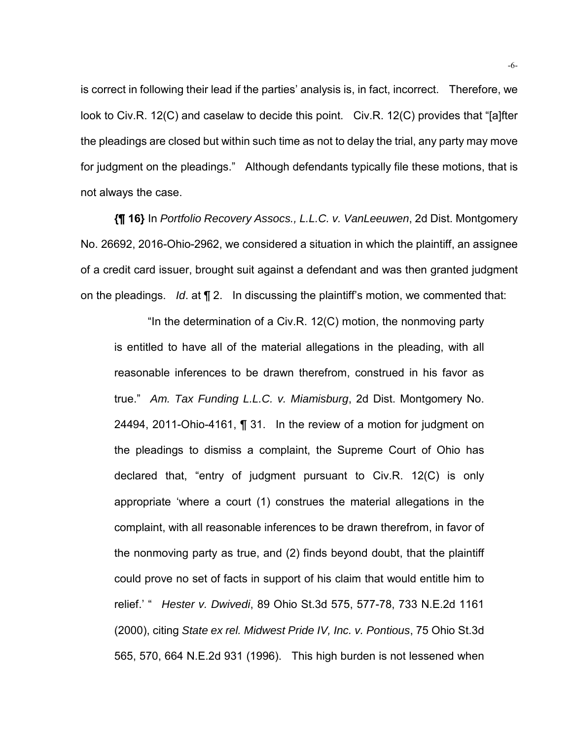is correct in following their lead if the parties' analysis is, in fact, incorrect. Therefore, we look to Civ.R. 12(C) and caselaw to decide this point. Civ.R. 12(C) provides that "[a]fter the pleadings are closed but within such time as not to delay the trial, any party may move for judgment on the pleadings." Although defendants typically file these motions, that is not always the case.

**{¶ 16}** In *Portfolio Recovery Assocs., L.L.C. v. VanLeeuwen*, 2d Dist. Montgomery No. 26692, 2016-Ohio-2962, we considered a situation in which the plaintiff, an assignee of a credit card issuer, brought suit against a defendant and was then granted judgment on the pleadings. *Id*. at ¶ 2. In discussing the plaintiff's motion, we commented that:

> "In the determination of a Civ.R. 12(C) motion, the nonmoving party is entitled to have all of the material allegations in the pleading, with all reasonable inferences to be drawn therefrom, construed in his favor as true." *Am. Tax Funding L.L.C. v. Miamisburg*, 2d Dist. Montgomery No. 24494, 2011-Ohio-4161, ¶ 31. In the review of a motion for judgment on the pleadings to dismiss a complaint, the Supreme Court of Ohio has declared that, "entry of judgment pursuant to Civ.R. 12(C) is only appropriate 'where a court (1) construes the material allegations in the complaint, with all reasonable inferences to be drawn therefrom, in favor of the nonmoving party as true, and (2) finds beyond doubt, that the plaintiff could prove no set of facts in support of his claim that would entitle him to relief.' " *Hester v. Dwivedi*, 89 Ohio St.3d 575, 577-78, 733 N.E.2d 1161 (2000), citing *State ex rel. Midwest Pride IV, Inc. v. Pontious*, 75 Ohio St.3d 565, 570, 664 N.E.2d 931 (1996). This high burden is not lessened when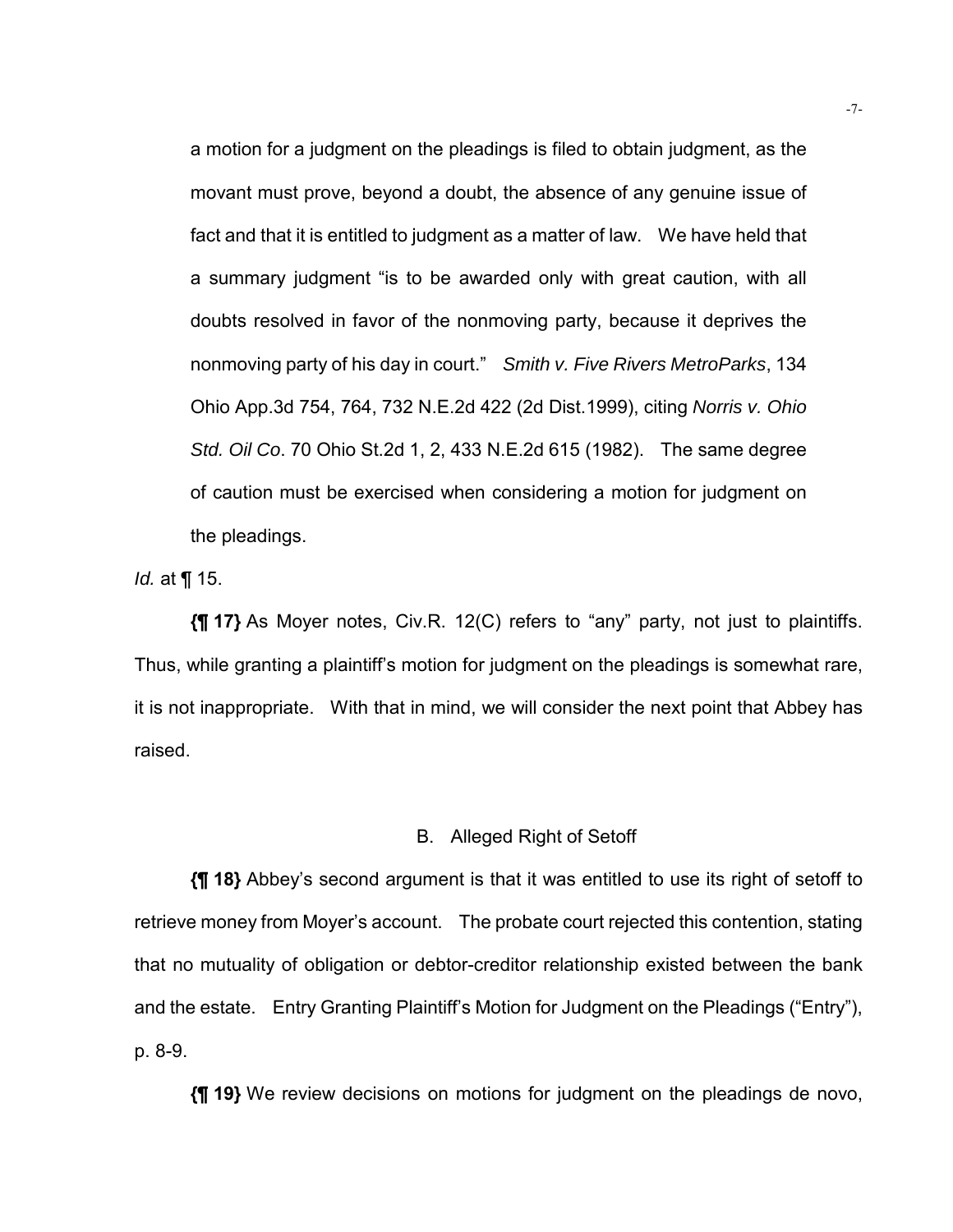> a motion for a judgment on the pleadings is filed to obtain judgment, as the movant must prove, beyond a doubt, the absence of any genuine issue of fact and that it is entitled to judgment as a matter of law. We have held that a summary judgment "is to be awarded only with great caution, with all doubts resolved in favor of the nonmoving party, because it deprives the nonmoving party of his day in court." *Smith v. Five Rivers MetroParks*, 134 Ohio App.3d 754, 764, 732 N.E.2d 422 (2d Dist.1999), citing *Norris v. Ohio Std. Oil Co*. 70 Ohio St.2d 1, 2, 433 N.E.2d 615 (1982). The same degree of caution must be exercised when considering a motion for judgment on the pleadings.

*Id.* at **¶** 15.

**{¶ 17}** As Moyer notes, Civ.R. 12(C) refers to "any" party, not just to plaintiffs. Thus, while granting a plaintiff's motion for judgment on the pleadings is somewhat rare, it is not inappropriate. With that in mind, we will consider the next point that Abbey has raised.

B. Alleged Right of Setoff

**{¶ 18}** Abbey's second argument is that it was entitled to use its right of setoff to retrieve money from Moyer's account. The probate court rejected this contention, stating that no mutuality of obligation or debtor-creditor relationship existed between the bank and the estate. Entry Granting Plaintiff's Motion for Judgment on the Pleadings ("Entry"), p. 8-9.

**{¶ 19}** We review decisions on motions for judgment on the pleadings de novo,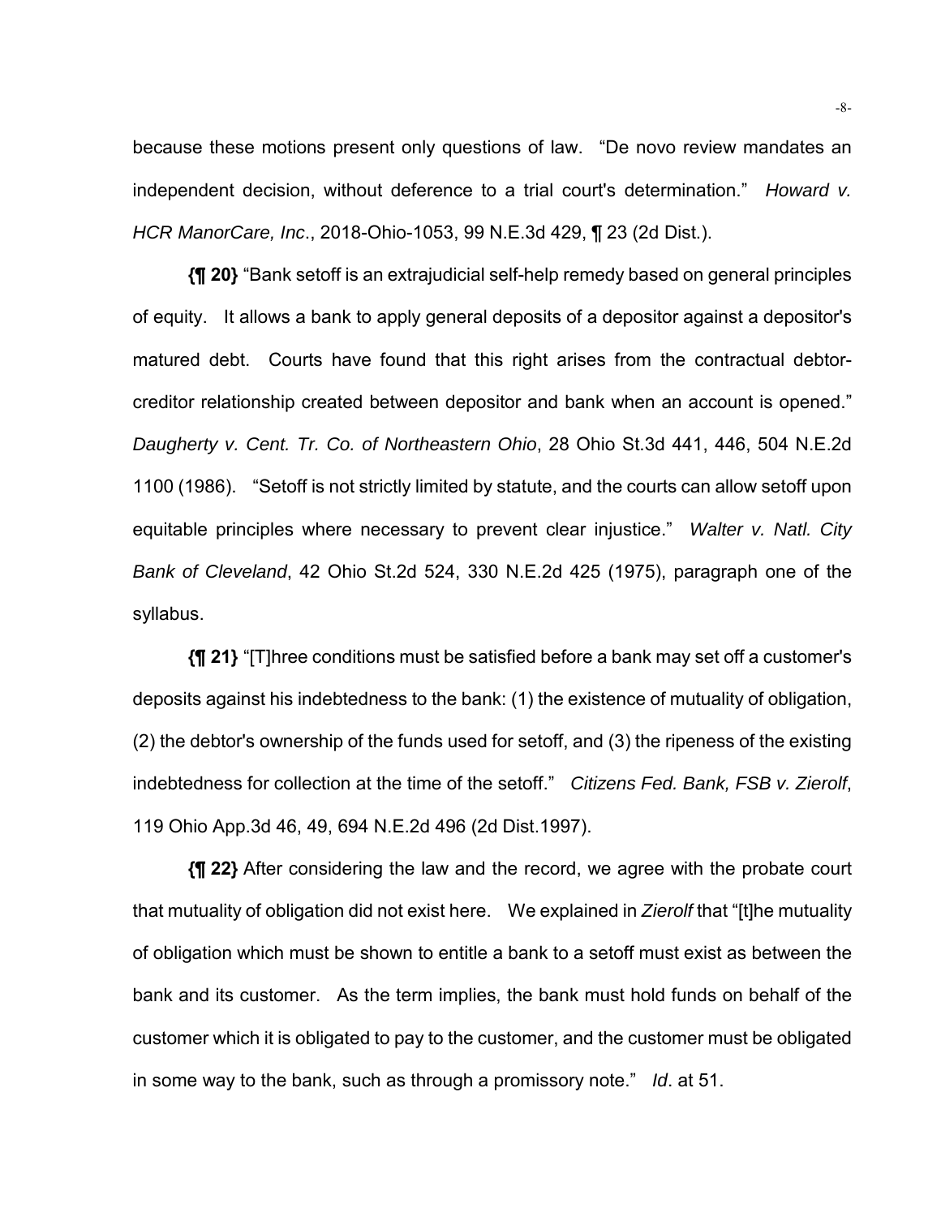because these motions present only questions of law. "De novo review mandates an independent decision, without deference to a trial court's determination." *Howard v. HCR ManorCare, Inc*., 2018-Ohio-1053, 99 N.E.3d 429, ¶ 23 (2d Dist.).

**{¶ 20}** "Bank setoff is an extrajudicial self-help remedy based on general principles of equity. It allows a bank to apply general deposits of a depositor against a depositor's matured debt. Courts have found that this right arises from the contractual debtor-creditor relationship created between depositor and bank when an account is opened." *Daugherty v. Cent. Tr. Co. of Northeastern Ohio*, 28 Ohio St.3d 441, 446, 504 N.E.2d 1100 (1986). "Setoff is not strictly limited by statute, and the courts can allow setoff upon equitable principles where necessary to prevent clear injustice." *Walter v. Natl. City Bank of Cleveland*, 42 Ohio St.2d 524, 330 N.E.2d 425 (1975), paragraph one of the syllabus.

**{¶ 21}** "[T]hree conditions must be satisfied before a bank may set off a customer's deposits against his indebtedness to the bank: (1) the existence of mutuality of obligation, (2) the debtor's ownership of the funds used for setoff, and (3) the ripeness of the existing indebtedness for collection at the time of the setoff." *Citizens Fed. Bank, FSB v. Zierolf*, 119 Ohio App.3d 46, 49, 694 N.E.2d 496 (2d Dist.1997).

**{¶ 22}** After considering the law and the record, we agree with the probate court that mutuality of obligation did not exist here. We explained in *Zierolf* that "[t]he mutuality of obligation which must be shown to entitle a bank to a setoff must exist as between the bank and its customer. As the term implies, the bank must hold funds on behalf of the customer which it is obligated to pay to the customer, and the customer must be obligated in some way to the bank, such as through a promissory note." *Id*. at 51.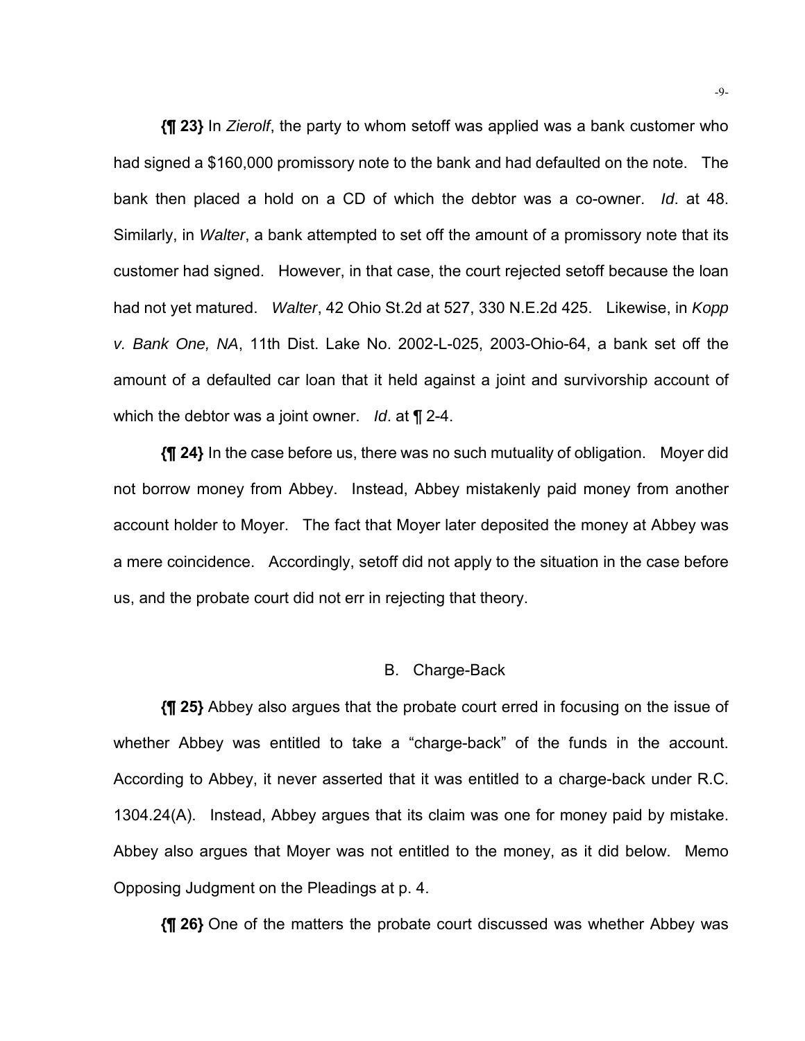**{¶ 23}** In *Zierolf*, the party to whom setoff was applied was a bank customer who had signed a $160,000 promissory note to the bank and had defaulted on the note. The bank then placed a hold on a CD of which the debtor was a co-owner. *Id*. at 48. Similarly, in *Walter*, a bank attempted to set off the amount of a promissory note that its customer had signed. However, in that case, the court rejected setoff because the loan had not yet matured. *Walter*, 42 Ohio St.2d at 527, 330 N.E.2d 425. Likewise, in *Kopp v. Bank One, NA*, 11th Dist. Lake No. 2002-L-025, 2003-Ohio-64, a bank set off the amount of a defaulted car loan that it held against a joint and survivorship account of which the debtor was a joint owner. *Id*. at ¶ 2-4.

**{¶ 24}** In the case before us, there was no such mutuality of obligation. Moyer did not borrow money from Abbey. Instead, Abbey mistakenly paid money from another account holder to Moyer. The fact that Moyer later deposited the money at Abbey was a mere coincidence. Accordingly, setoff did not apply to the situation in the case before us, and the probate court did not err in rejecting that theory.

B. Charge-Back

**{¶ 25}** Abbey also argues that the probate court erred in focusing on the issue of whether Abbey was entitled to take a "charge-back" of the funds in the account. According to Abbey, it never asserted that it was entitled to a charge-back under R.C. 1304.24(A). Instead, Abbey argues that its claim was one for money paid by mistake. Abbey also argues that Moyer was not entitled to the money, as it did below. Memo Opposing Judgment on the Pleadings at p. 4.

**{¶ 26}** One of the matters the probate court discussed was whether Abbey was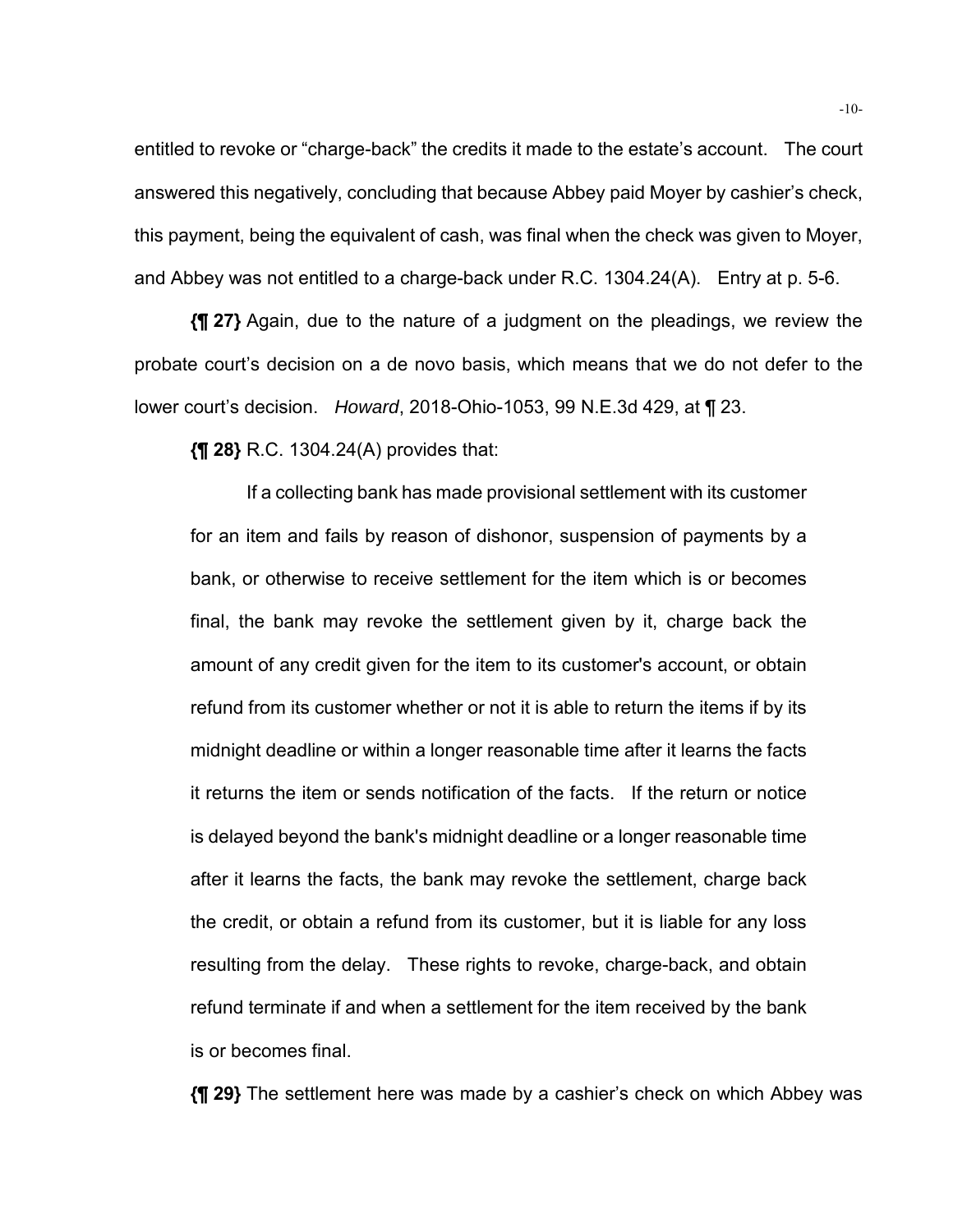entitled to revoke or "charge-back" the credits it made to the estate's account. The court answered this negatively, concluding that because Abbey paid Moyer by cashier's check, this payment, being the equivalent of cash, was final when the check was given to Moyer, and Abbey was not entitled to a charge-back under R.C. 1304.24(A). Entry at p. 5-6.

**{¶ 27}** Again, due to the nature of a judgment on the pleadings, we review the probate court's decision on a de novo basis, which means that we do not defer to the lower court's decision. *Howard*, 2018-Ohio-1053, 99 N.E.3d 429, at ¶ 23.

**{¶ 28}** R.C. 1304.24(A) provides that:

> If a collecting bank has made provisional settlement with its customer for an item and fails by reason of dishonor, suspension of payments by a bank, or otherwise to receive settlement for the item which is or becomes final, the bank may revoke the settlement given by it, charge back the amount of any credit given for the item to its customer's account, or obtain refund from its customer whether or not it is able to return the items if by its midnight deadline or within a longer reasonable time after it learns the facts it returns the item or sends notification of the facts. If the return or notice is delayed beyond the bank's midnight deadline or a longer reasonable time after it learns the facts, the bank may revoke the settlement, charge back the credit, or obtain a refund from its customer, but it is liable for any loss resulting from the delay. These rights to revoke, charge-back, and obtain refund terminate if and when a settlement for the item received by the bank is or becomes final.

**{¶ 29}** The settlement here was made by a cashier's check on which Abbey was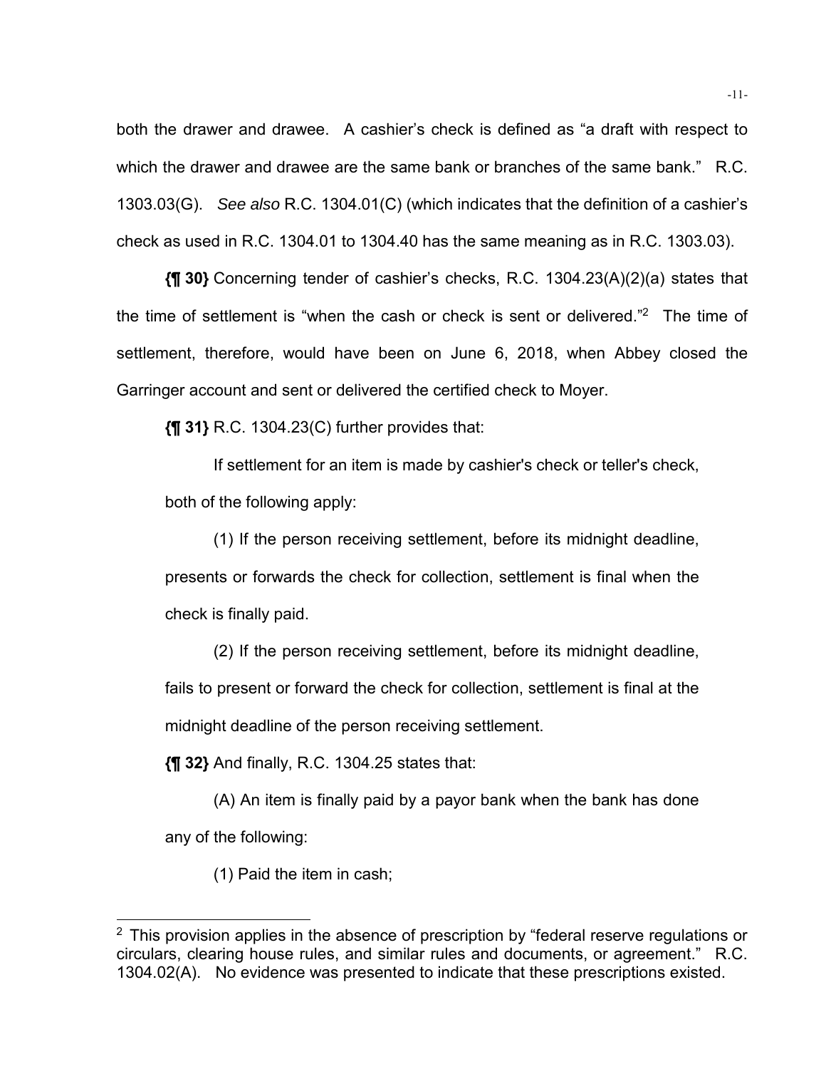both the drawer and drawee. A cashier's check is defined as "a draft with respect to which the drawer and drawee are the same bank or branches of the same bank." R.C. 1303.03(G). *See also* R.C. 1304.01(C) (which indicates that the definition of a cashier's check as used in R.C. 1304.01 to 1304.40 has the same meaning as in R.C. 1303.03).

**{¶ 30}** Concerning tender of cashier's checks, R.C. 1304.23(A)(2)(a) states that the time of settlement is "when the cash or check is sent or delivered."[2] The time of settlement, therefore, would have been on June 6, 2018, when Abbey closed the Garringer account and sent or delivered the certified check to Moyer.

**{¶ 31}** R.C. 1304.23(C) further provides that:

> If settlement for an item is made by cashier's check or teller's check, both of the following apply:
>
> (1) If the person receiving settlement, before its midnight deadline, presents or forwards the check for collection, settlement is final when the check is finally paid.
>
> (2) If the person receiving settlement, before its midnight deadline, fails to present or forward the check for collection, settlement is final at the midnight deadline of the person receiving settlement.

**{¶ 32}** And finally, R.C. 1304.25 states that:

> (A) An item is finally paid by a payor bank when the bank has done any of the following:
>
> (1) Paid the item in cash;

---

[2] This provision applies in the absence of prescription by "federal reserve regulations or circulars, clearing house rules, and similar rules and documents, or agreement." R.C. 1304.02(A). No evidence was presented to indicate that these prescriptions existed.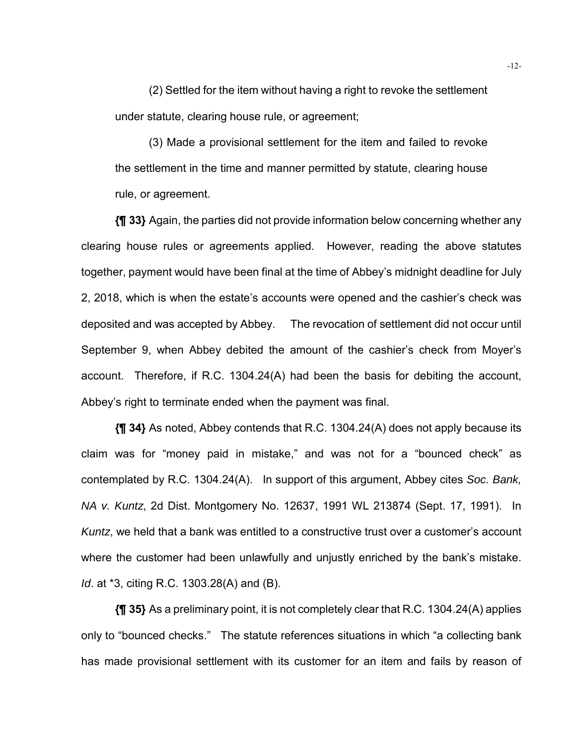(2) Settled for the item without having a right to revoke the settlement under statute, clearing house rule, or agreement;

(3) Made a provisional settlement for the item and failed to revoke the settlement in the time and manner permitted by statute, clearing house rule, or agreement.

**{¶ 33}** Again, the parties did not provide information below concerning whether any clearing house rules or agreements applied. However, reading the above statutes together, payment would have been final at the time of Abbey's midnight deadline for July 2, 2018, which is when the estate's accounts were opened and the cashier's check was deposited and was accepted by Abbey. The revocation of settlement did not occur until September 9, when Abbey debited the amount of the cashier's check from Moyer's account. Therefore, if R.C. 1304.24(A) had been the basis for debiting the account, Abbey's right to terminate ended when the payment was final.

**{¶ 34}** As noted, Abbey contends that R.C. 1304.24(A) does not apply because its claim was for "money paid in mistake," and was not for a "bounced check" as contemplated by R.C. 1304.24(A). In support of this argument, Abbey cites *Soc. Bank, NA v. Kuntz*, 2d Dist. Montgomery No. 12637, 1991 WL 213874 (Sept. 17, 1991). In *Kuntz*, we held that a bank was entitled to a constructive trust over a customer's account where the customer had been unlawfully and unjustly enriched by the bank's mistake. *Id*. at *3, citing R.C. 1303.28(A) and (B).

**{¶ 35}** As a preliminary point, it is not completely clear that R.C. 1304.24(A) applies only to "bounced checks." The statute references situations in which "a collecting bank has made provisional settlement with its customer for an item and fails by reason of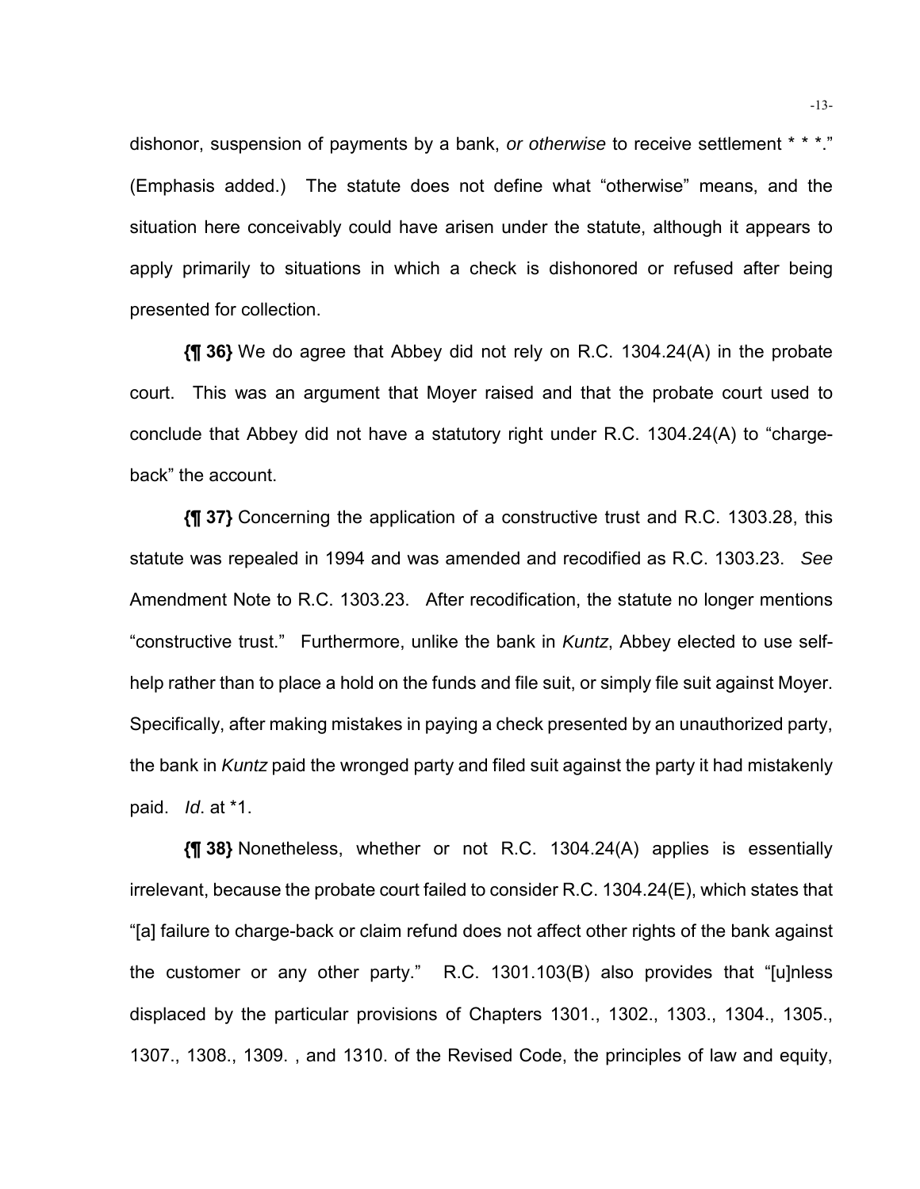dishonor, suspension of payments by a bank, *or otherwise* to receive settlement * * *." (Emphasis added.) The statute does not define what "otherwise" means, and the situation here conceivably could have arisen under the statute, although it appears to apply primarily to situations in which a check is dishonored or refused after being presented for collection.

**{¶ 36}** We do agree that Abbey did not rely on R.C. 1304.24(A) in the probate court. This was an argument that Moyer raised and that the probate court used to conclude that Abbey did not have a statutory right under R.C. 1304.24(A) to "charge-back" the account.

**{¶ 37}** Concerning the application of a constructive trust and R.C. 1303.28, this statute was repealed in 1994 and was amended and recodified as R.C. 1303.23. *See* Amendment Note to R.C. 1303.23. After recodification, the statute no longer mentions "constructive trust." Furthermore, unlike the bank in *Kuntz*, Abbey elected to use self-help rather than to place a hold on the funds and file suit, or simply file suit against Moyer. Specifically, after making mistakes in paying a check presented by an unauthorized party, the bank in *Kuntz* paid the wronged party and filed suit against the party it had mistakenly paid. *Id*. at *1.

**{¶ 38}** Nonetheless, whether or not R.C. 1304.24(A) applies is essentially irrelevant, because the probate court failed to consider R.C. 1304.24(E), which states that "[a] failure to charge-back or claim refund does not affect other rights of the bank against the customer or any other party." R.C. 1301.103(B) also provides that "[u]nless displaced by the particular provisions of Chapters 1301., 1302., 1303., 1304., 1305., 1307., 1308., 1309. , and 1310. of the Revised Code, the principles of law and equity,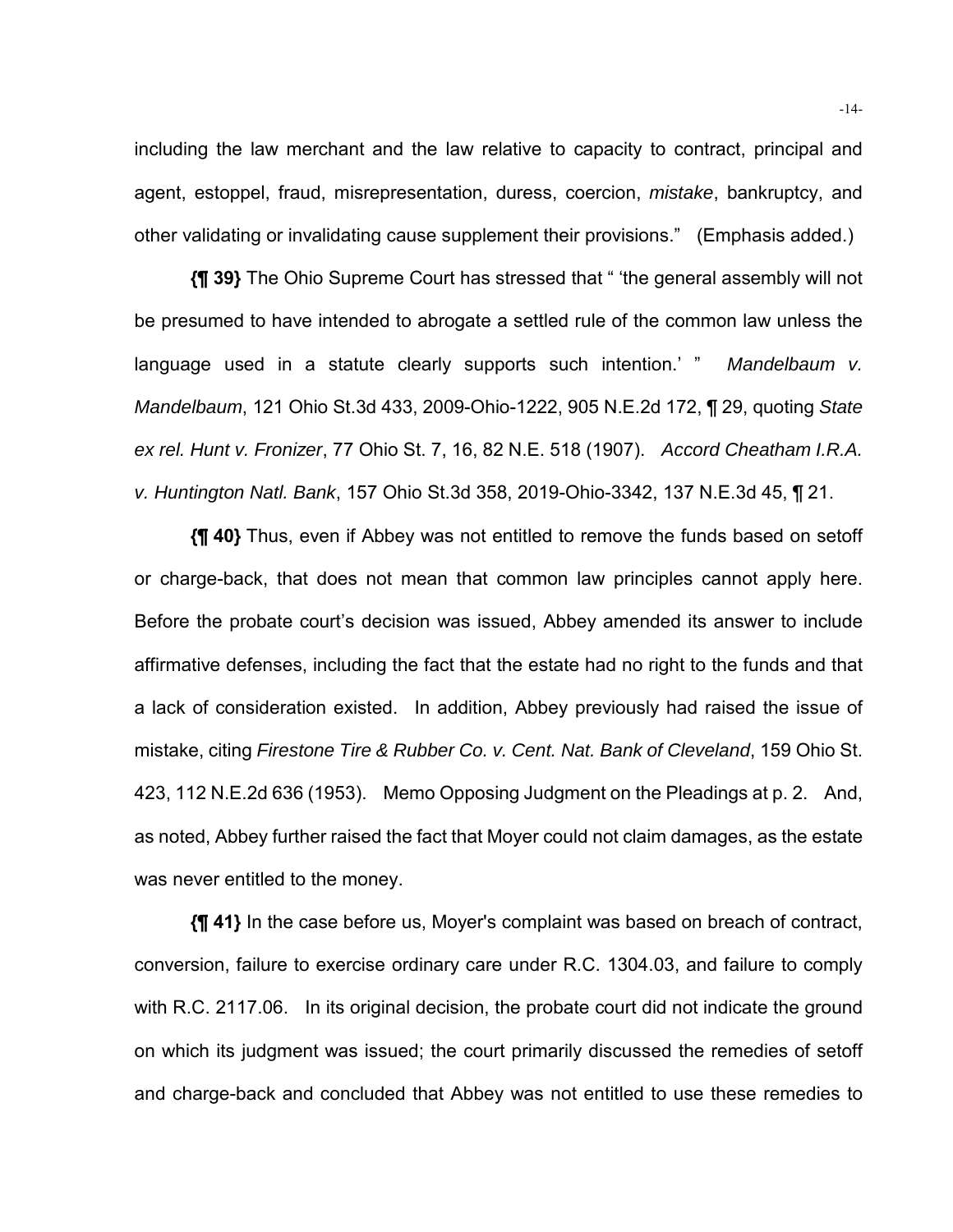including the law merchant and the law relative to capacity to contract, principal and agent, estoppel, fraud, misrepresentation, duress, coercion, *mistake*, bankruptcy, and other validating or invalidating cause supplement their provisions." (Emphasis added.)

**{¶ 39}** The Ohio Supreme Court has stressed that " 'the general assembly will not be presumed to have intended to abrogate a settled rule of the common law unless the language used in a statute clearly supports such intention.' " *Mandelbaum v. Mandelbaum*, 121 Ohio St.3d 433, 2009-Ohio-1222, 905 N.E.2d 172, ¶ 29, quoting *State ex rel. Hunt v. Fronizer*, 77 Ohio St. 7, 16, 82 N.E. 518 (1907). *Accord Cheatham I.R.A. v. Huntington Natl. Bank*, 157 Ohio St.3d 358, 2019-Ohio-3342, 137 N.E.3d 45, ¶ 21.

**{¶ 40}** Thus, even if Abbey was not entitled to remove the funds based on setoff or charge-back, that does not mean that common law principles cannot apply here. Before the probate court's decision was issued, Abbey amended its answer to include affirmative defenses, including the fact that the estate had no right to the funds and that a lack of consideration existed. In addition, Abbey previously had raised the issue of mistake, citing *Firestone Tire & Rubber Co. v. Cent. Nat. Bank of Cleveland*, 159 Ohio St. 423, 112 N.E.2d 636 (1953). Memo Opposing Judgment on the Pleadings at p. 2. And, as noted, Abbey further raised the fact that Moyer could not claim damages, as the estate was never entitled to the money.

**{¶ 41}** In the case before us, Moyer's complaint was based on breach of contract, conversion, failure to exercise ordinary care under R.C. 1304.03, and failure to comply with R.C. 2117.06. In its original decision, the probate court did not indicate the ground on which its judgment was issued; the court primarily discussed the remedies of setoff and charge-back and concluded that Abbey was not entitled to use these remedies to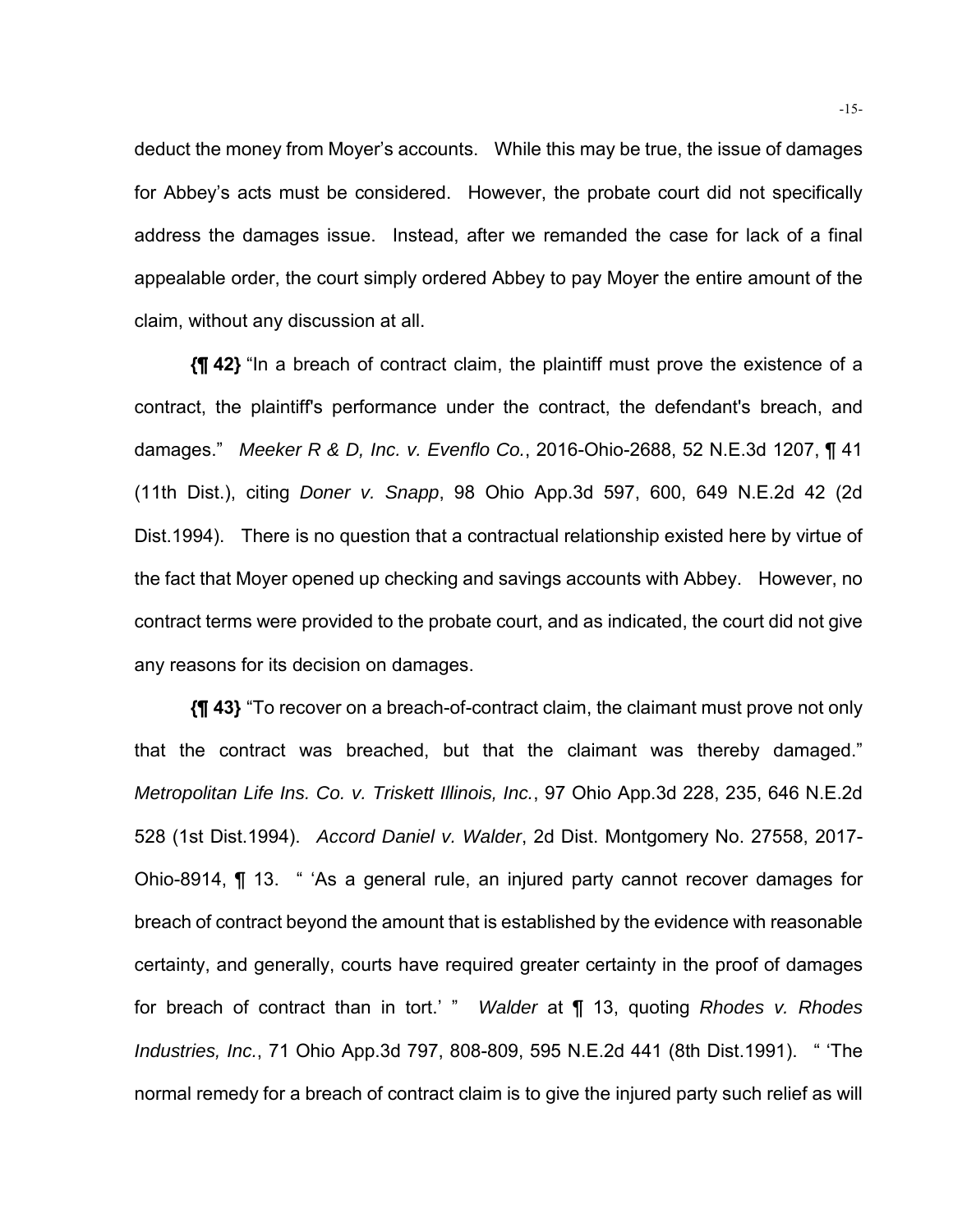deduct the money from Moyer's accounts. While this may be true, the issue of damages for Abbey's acts must be considered. However, the probate court did not specifically address the damages issue. Instead, after we remanded the case for lack of a final appealable order, the court simply ordered Abbey to pay Moyer the entire amount of the claim, without any discussion at all.

**{¶ 42}** "In a breach of contract claim, the plaintiff must prove the existence of a contract, the plaintiff's performance under the contract, the defendant's breach, and damages." *Meeker R & D, Inc. v. Evenflo Co.*, 2016-Ohio-2688, 52 N.E.3d 1207, ¶ 41 (11th Dist.), citing *Doner v. Snapp*, 98 Ohio App.3d 597, 600, 649 N.E.2d 42 (2d Dist.1994). There is no question that a contractual relationship existed here by virtue of the fact that Moyer opened up checking and savings accounts with Abbey. However, no contract terms were provided to the probate court, and as indicated, the court did not give any reasons for its decision on damages.

**{¶ 43}** "To recover on a breach-of-contract claim, the claimant must prove not only that the contract was breached, but that the claimant was thereby damaged." *Metropolitan Life Ins. Co. v. Triskett Illinois, Inc.*, 97 Ohio App.3d 228, 235, 646 N.E.2d 528 (1st Dist.1994). *Accord Daniel v. Walder*, 2d Dist. Montgomery No. 27558, 2017-Ohio-8914, ¶ 13. " 'As a general rule, an injured party cannot recover damages for breach of contract beyond the amount that is established by the evidence with reasonable certainty, and generally, courts have required greater certainty in the proof of damages for breach of contract than in tort.' " *Walder* at ¶ 13, quoting *Rhodes v. Rhodes Industries, Inc.*, 71 Ohio App.3d 797, 808-809, 595 N.E.2d 441 (8th Dist.1991). " 'The normal remedy for a breach of contract claim is to give the injured party such relief as will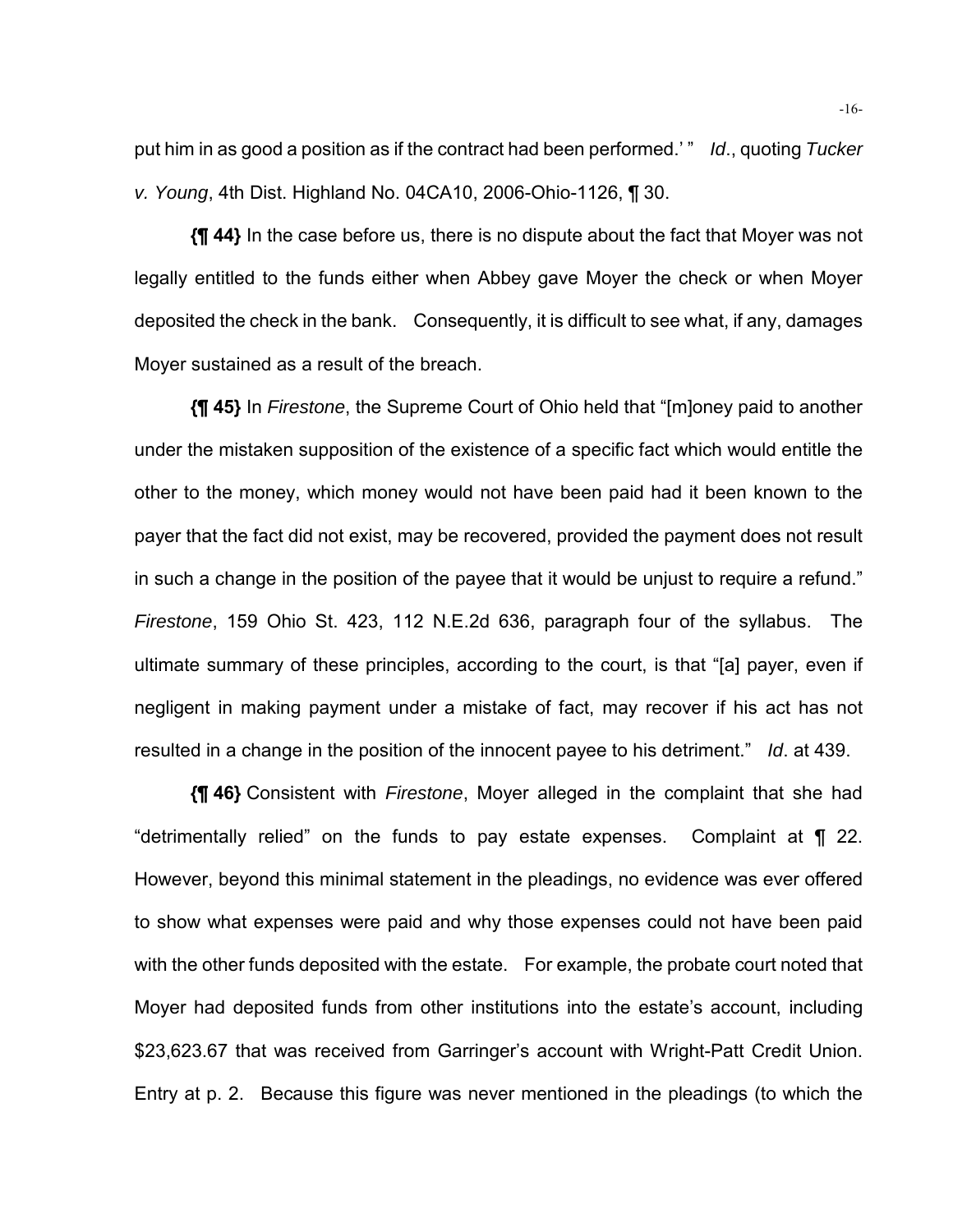put him in as good a position as if the contract had been performed.' " *Id*., quoting *Tucker v. Young*, 4th Dist. Highland No. 04CA10, 2006-Ohio-1126, ¶ 30.

**{¶ 44}** In the case before us, there is no dispute about the fact that Moyer was not legally entitled to the funds either when Abbey gave Moyer the check or when Moyer deposited the check in the bank. Consequently, it is difficult to see what, if any, damages Moyer sustained as a result of the breach.

**{¶ 45}** In *Firestone*, the Supreme Court of Ohio held that "[m]oney paid to another under the mistaken supposition of the existence of a specific fact which would entitle the other to the money, which money would not have been paid had it been known to the payer that the fact did not exist, may be recovered, provided the payment does not result in such a change in the position of the payee that it would be unjust to require a refund." *Firestone*, 159 Ohio St. 423, 112 N.E.2d 636, paragraph four of the syllabus. The ultimate summary of these principles, according to the court, is that "[a] payer, even if negligent in making payment under a mistake of fact, may recover if his act has not resulted in a change in the position of the innocent payee to his detriment." *Id*. at 439.

**{¶ 46}** Consistent with *Firestone*, Moyer alleged in the complaint that she had "detrimentally relied" on the funds to pay estate expenses. Complaint at ¶ 22. However, beyond this minimal statement in the pleadings, no evidence was ever offered to show what expenses were paid and why those expenses could not have been paid with the other funds deposited with the estate. For example, the probate court noted that Moyer had deposited funds from other institutions into the estate's account, including $23,623.67 that was received from Garringer's account with Wright-Patt Credit Union. Entry at p. 2. Because this figure was never mentioned in the pleadings (to which the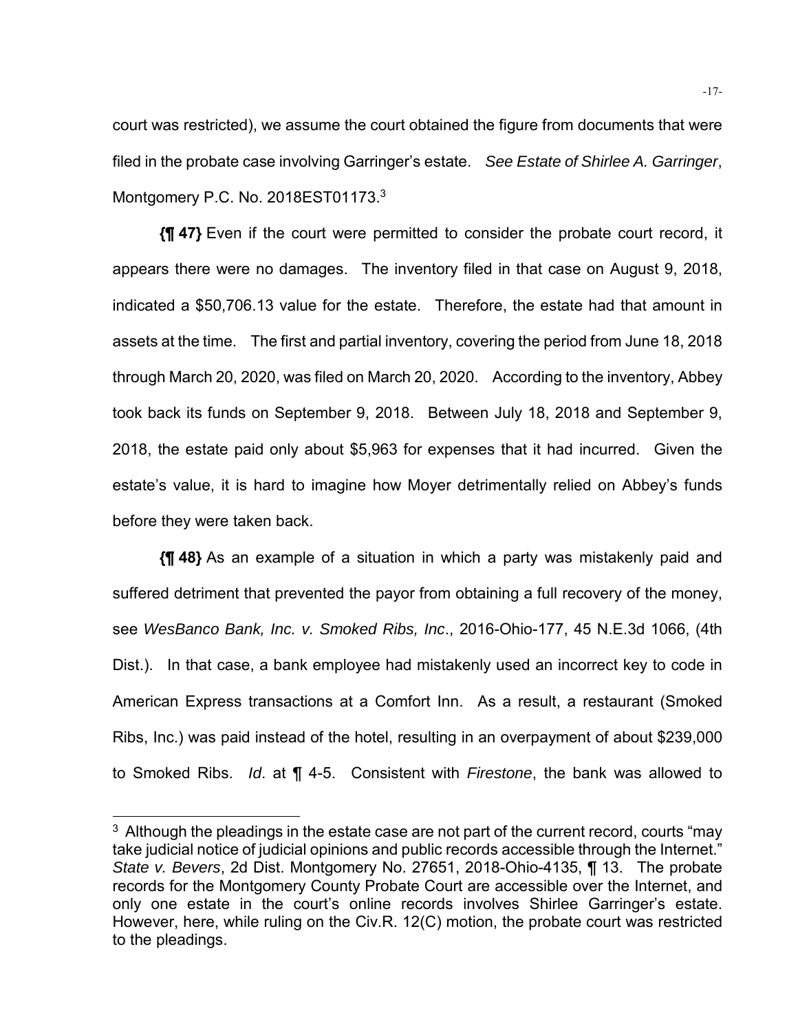court was restricted), we assume the court obtained the figure from documents that were filed in the probate case involving Garringer's estate. *See Estate of Shirlee A. Garringer*, Montgomery P.C. No. 2018EST01173.[3]

**{¶ 47}** Even if the court were permitted to consider the probate court record, it appears there were no damages. The inventory filed in that case on August 9, 2018, indicated a $50,706.13 value for the estate. Therefore, the estate had that amount in assets at the time. The first and partial inventory, covering the period from June 18, 2018 through March 20, 2020, was filed on March 20, 2020. According to the inventory, Abbey took back its funds on September 9, 2018. Between July 18, 2018 and September 9, 2018, the estate paid only about $5,963 for expenses that it had incurred. Given the estate's value, it is hard to imagine how Moyer detrimentally relied on Abbey's funds before they were taken back.

**{¶ 48}** As an example of a situation in which a party was mistakenly paid and suffered detriment that prevented the payor from obtaining a full recovery of the money, see *WesBanco Bank, Inc. v. Smoked Ribs, Inc*., 2016-Ohio-177, 45 N.E.3d 1066, (4th Dist.). In that case, a bank employee had mistakenly used an incorrect key to code in American Express transactions at a Comfort Inn. As a result, a restaurant (Smoked Ribs, Inc.) was paid instead of the hotel, resulting in an overpayment of about $239,000 to Smoked Ribs. *Id*. at ¶ 4-5. Consistent with *Firestone*, the bank was allowed to

---

[3] Although the pleadings in the estate case are not part of the current record, courts "may take judicial notice of judicial opinions and public records accessible through the Internet." *State v. Bevers*, 2d Dist. Montgomery No. 27651, 2018-Ohio-4135, ¶ 13. The probate records for the Montgomery County Probate Court are accessible over the Internet, and only one estate in the court's online records involves Shirlee Garringer's estate. However, here, while ruling on the Civ.R. 12(C) motion, the probate court was restricted to the pleadings.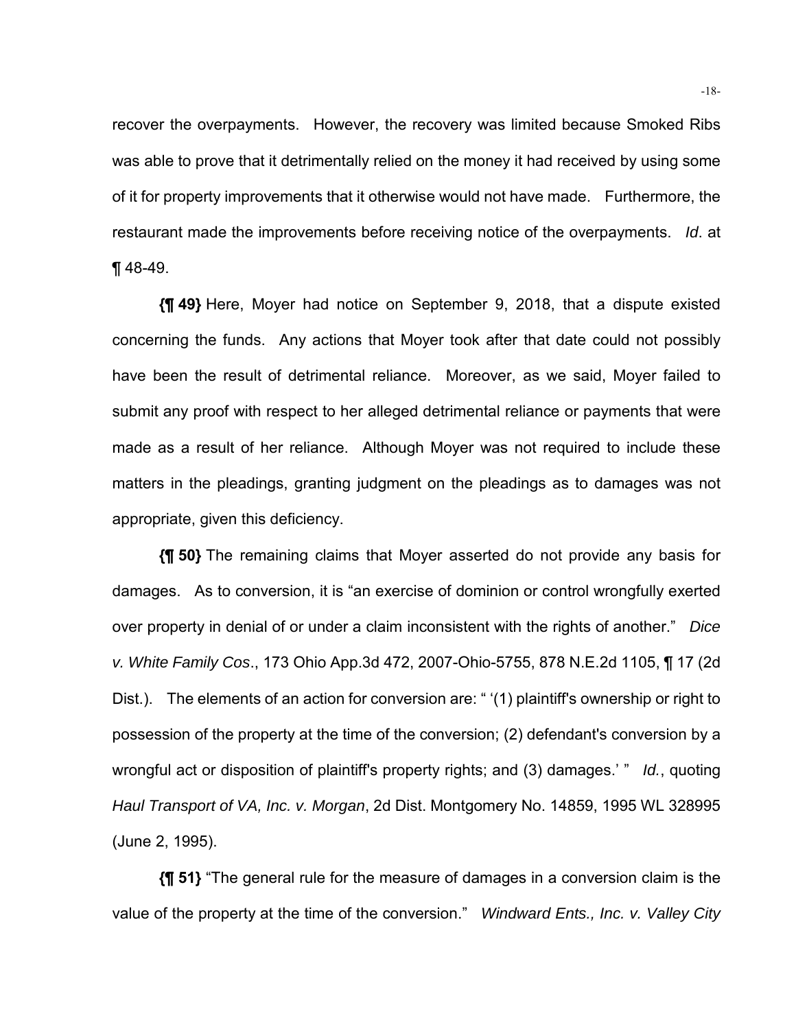recover the overpayments. However, the recovery was limited because Smoked Ribs was able to prove that it detrimentally relied on the money it had received by using some of it for property improvements that it otherwise would not have made. Furthermore, the restaurant made the improvements before receiving notice of the overpayments. *Id*. at ¶ 48-49.

**{¶ 49}** Here, Moyer had notice on September 9, 2018, that a dispute existed concerning the funds. Any actions that Moyer took after that date could not possibly have been the result of detrimental reliance. Moreover, as we said, Moyer failed to submit any proof with respect to her alleged detrimental reliance or payments that were made as a result of her reliance. Although Moyer was not required to include these matters in the pleadings, granting judgment on the pleadings as to damages was not appropriate, given this deficiency.

**{¶ 50}** The remaining claims that Moyer asserted do not provide any basis for damages. As to conversion, it is "an exercise of dominion or control wrongfully exerted over property in denial of or under a claim inconsistent with the rights of another." *Dice v. White Family Cos*., 173 Ohio App.3d 472, 2007-Ohio-5755, 878 N.E.2d 1105, ¶ 17 (2d Dist.). The elements of an action for conversion are: " '(1) plaintiff's ownership or right to possession of the property at the time of the conversion; (2) defendant's conversion by a wrongful act or disposition of plaintiff's property rights; and (3) damages.' " *Id.*, quoting *Haul Transport of VA, Inc. v. Morgan*, 2d Dist. Montgomery No. 14859, 1995 WL 328995 (June 2, 1995).

**{¶ 51}** "The general rule for the measure of damages in a conversion claim is the value of the property at the time of the conversion." *Windward Ents., Inc. v. Valley City*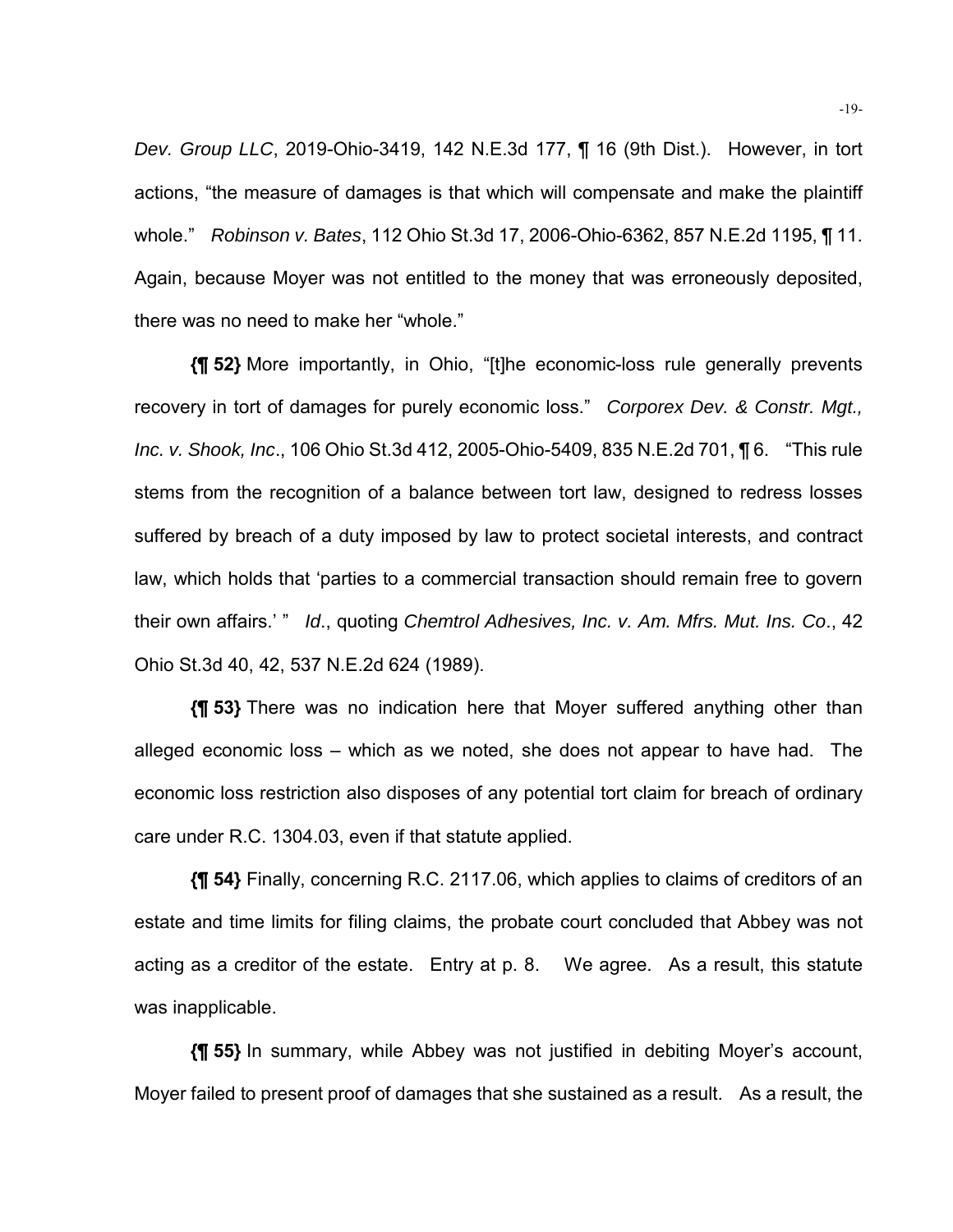*Dev. Group LLC*, 2019-Ohio-3419, 142 N.E.3d 177, ¶ 16 (9th Dist.). However, in tort actions, "the measure of damages is that which will compensate and make the plaintiff whole." *Robinson v. Bates*, 112 Ohio St.3d 17, 2006-Ohio-6362, 857 N.E.2d 1195, ¶ 11. Again, because Moyer was not entitled to the money that was erroneously deposited, there was no need to make her "whole."

**{¶ 52}** More importantly, in Ohio, "[t]he economic-loss rule generally prevents recovery in tort of damages for purely economic loss." *Corporex Dev. & Constr. Mgt., Inc. v. Shook, Inc*., 106 Ohio St.3d 412, 2005-Ohio-5409, 835 N.E.2d 701, ¶ 6. "This rule stems from the recognition of a balance between tort law, designed to redress losses suffered by breach of a duty imposed by law to protect societal interests, and contract law, which holds that 'parties to a commercial transaction should remain free to govern their own affairs.' " *Id*., quoting *Chemtrol Adhesives, Inc. v. Am. Mfrs. Mut. Ins. Co*., 42 Ohio St.3d 40, 42, 537 N.E.2d 624 (1989).

**{¶ 53}** There was no indication here that Moyer suffered anything other than alleged economic loss – which as we noted, she does not appear to have had. The economic loss restriction also disposes of any potential tort claim for breach of ordinary care under R.C. 1304.03, even if that statute applied.

**{¶ 54}** Finally, concerning R.C. 2117.06, which applies to claims of creditors of an estate and time limits for filing claims, the probate court concluded that Abbey was not acting as a creditor of the estate. Entry at p. 8. We agree. As a result, this statute was inapplicable.

**{¶ 55}** In summary, while Abbey was not justified in debiting Moyer's account, Moyer failed to present proof of damages that she sustained as a result. As a result, the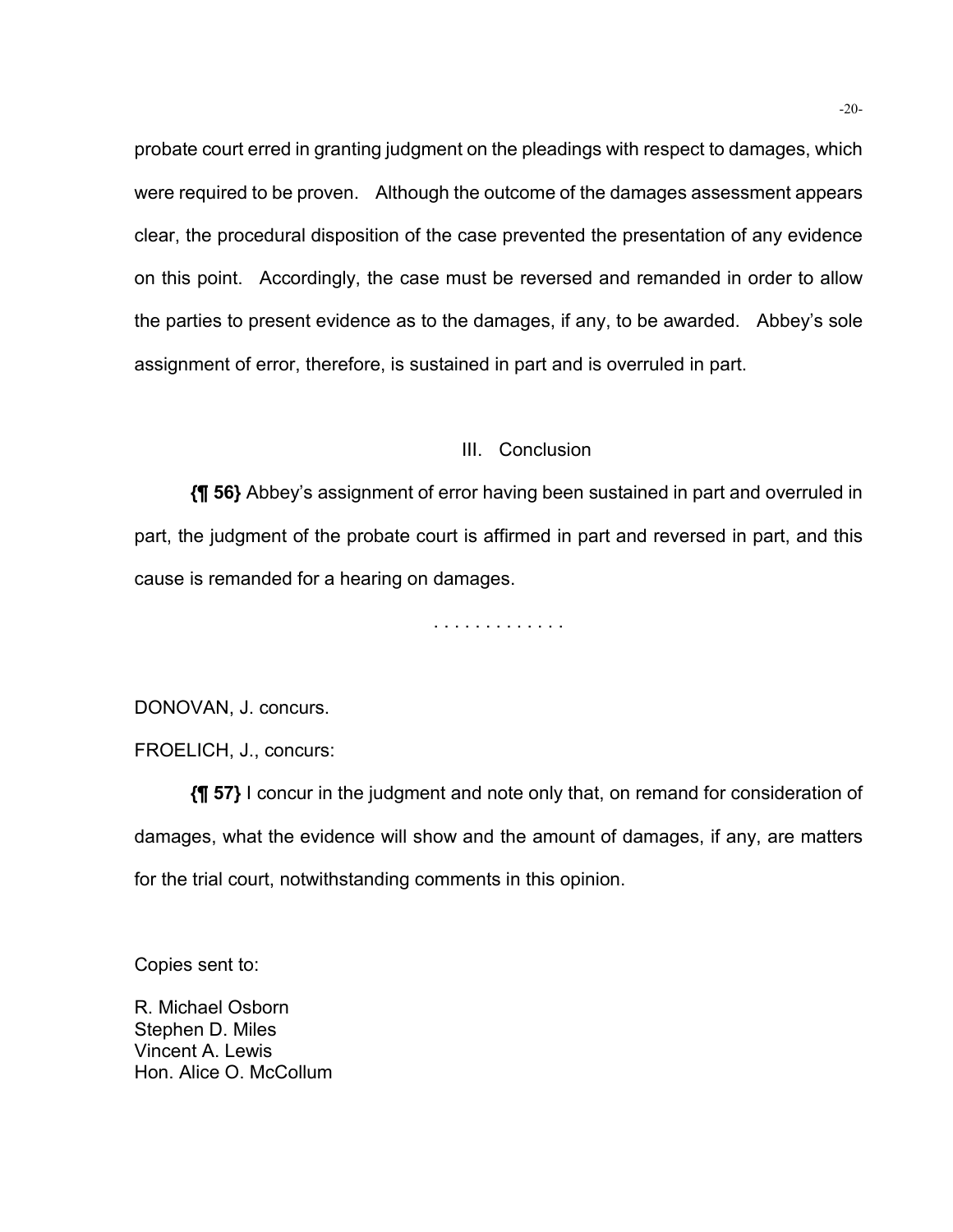probate court erred in granting judgment on the pleadings with respect to damages, which were required to be proven. Although the outcome of the damages assessment appears clear, the procedural disposition of the case prevented the presentation of any evidence on this point. Accordingly, the case must be reversed and remanded in order to allow the parties to present evidence as to the damages, if any, to be awarded. Abbey's sole assignment of error, therefore, is sustained in part and is overruled in part.

## III. Conclusion

**{¶ 56}** Abbey's assignment of error having been sustained in part and overruled in part, the judgment of the probate court is affirmed in part and reversed in part, and this cause is remanded for a hearing on damages.

. . . . . . . . . . . . .

DONOVAN, J. concurs.

FROELICH, J., concurs:

**{¶ 57}** I concur in the judgment and note only that, on remand for consideration of damages, what the evidence will show and the amount of damages, if any, are matters for the trial court, notwithstanding comments in this opinion.

Copies sent to:

R. Michael Osborn
Stephen D. Miles
Vincent A. Lewis
Hon. Alice O. McCollum